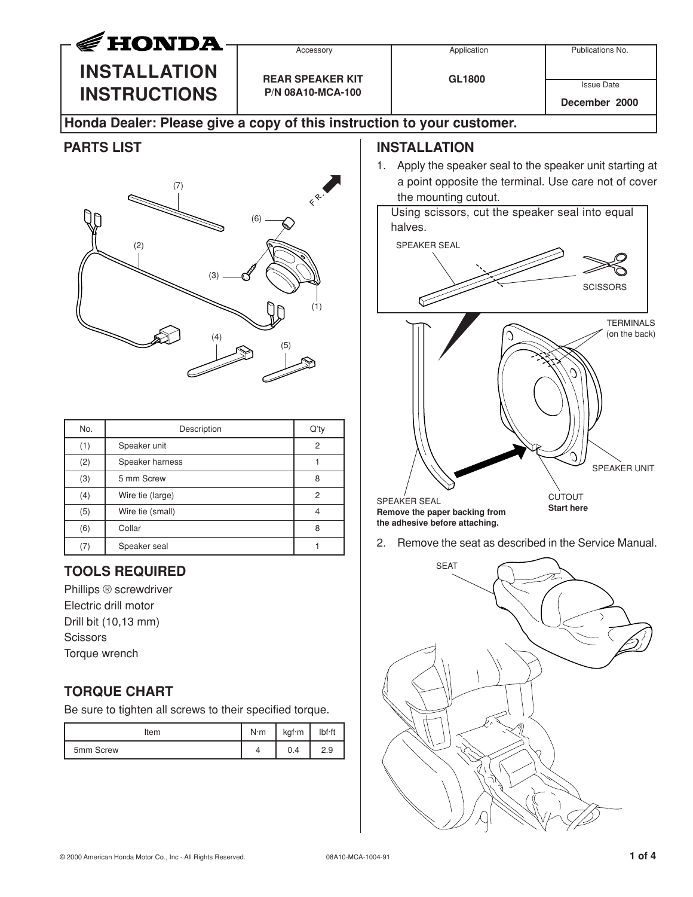# HONDA INSTALLATION INSTRUCTIONS

| Accessory | Application | Publications No. |
|---|---|---|
| REAR SPEAKER KIT P/N 08A10-MCA-100 | GL1800 | Issue Date: December 2000 |

**Honda Dealer: Please give a copy of this instruction to your customer.**

## PARTS LIST

| No. | Description | Q'ty |
|---|---|---|
| (1) | Speaker unit | 2 |
| (2) | Speaker harness | 1 |
| (3) | 5 mm Screw | 8 |
| (4) | Wire tie (large) | 2 |
| (5) | Wire tie (small) | 4 |
| (6) | Collar | 8 |
| (7) | Speaker seal | 1 |

## TOOLS REQUIRED

Phillips ® screwdriver
Electric drill motor
Drill bit (10,13 mm)
Scissors
Torque wrench

## TORQUE CHART

Be sure to tighten all screws to their specified torque.

| Item | N·m | kgf·m | lbf·ft |
|---|---|---|---|
| 5mm Screw | 4 | 0.4 | 2.9 |

## INSTALLATION

1. Apply the speaker seal to the speaker unit starting at a point opposite the terminal. Use care not of cover the mounting cutout.

Using scissors, cut the speaker seal into equal halves.

SPEAKER SEAL
SCISSORS
TERMINALS (on the back)
SPEAKER UNIT
SPEAKER SEAL
**Remove the paper backing from the adhesive before attaching.**
CUTOUT
**Start here**

2. Remove the seat as described in the Service Manual.

SEAT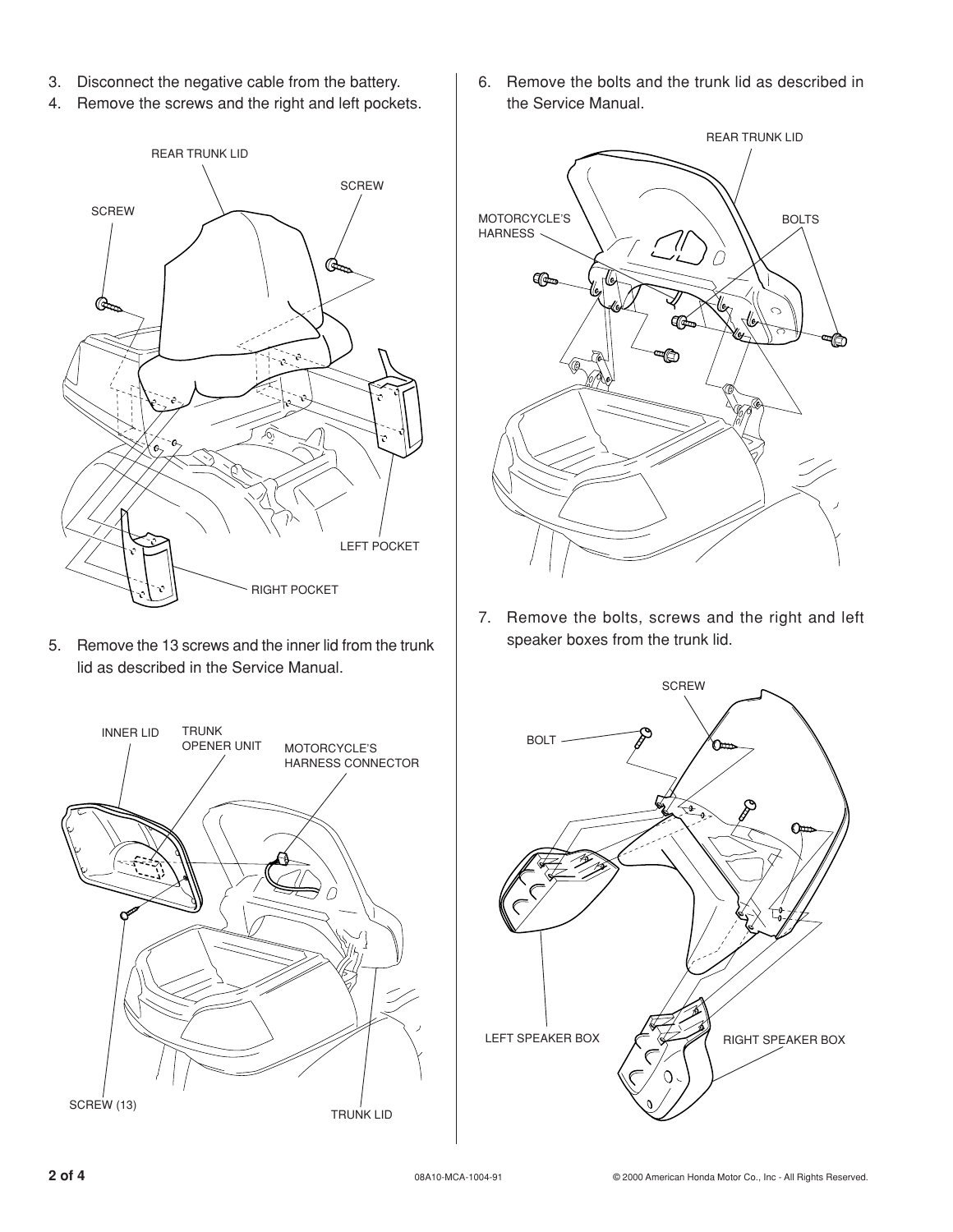3. Disconnect the negative cable from the battery.
4. Remove the screws and the right and left pockets.

REAR TRUNK LID

SCREW

SCREW

LEFT POCKET

RIGHT POCKET

5. Remove the 13 screws and the inner lid from the trunk lid as described in the Service Manual.

INNER LID

TRUNK OPENER UNIT

MOTORCYCLE'S HARNESS CONNECTOR

SCREW (13)

TRUNK LID

6. Remove the bolts and the trunk lid as described in the Service Manual.

REAR TRUNK LID

MOTORCYCLE'S HARNESS

BOLTS

7. Remove the bolts, screws and the right and left speaker boxes from the trunk lid.

SCREW

BOLT

LEFT SPEAKER BOX

RIGHT SPEAKER BOX

08A10-MCA-1004-91

© 2000 American Honda Motor Co., Inc - All Rights Reserved.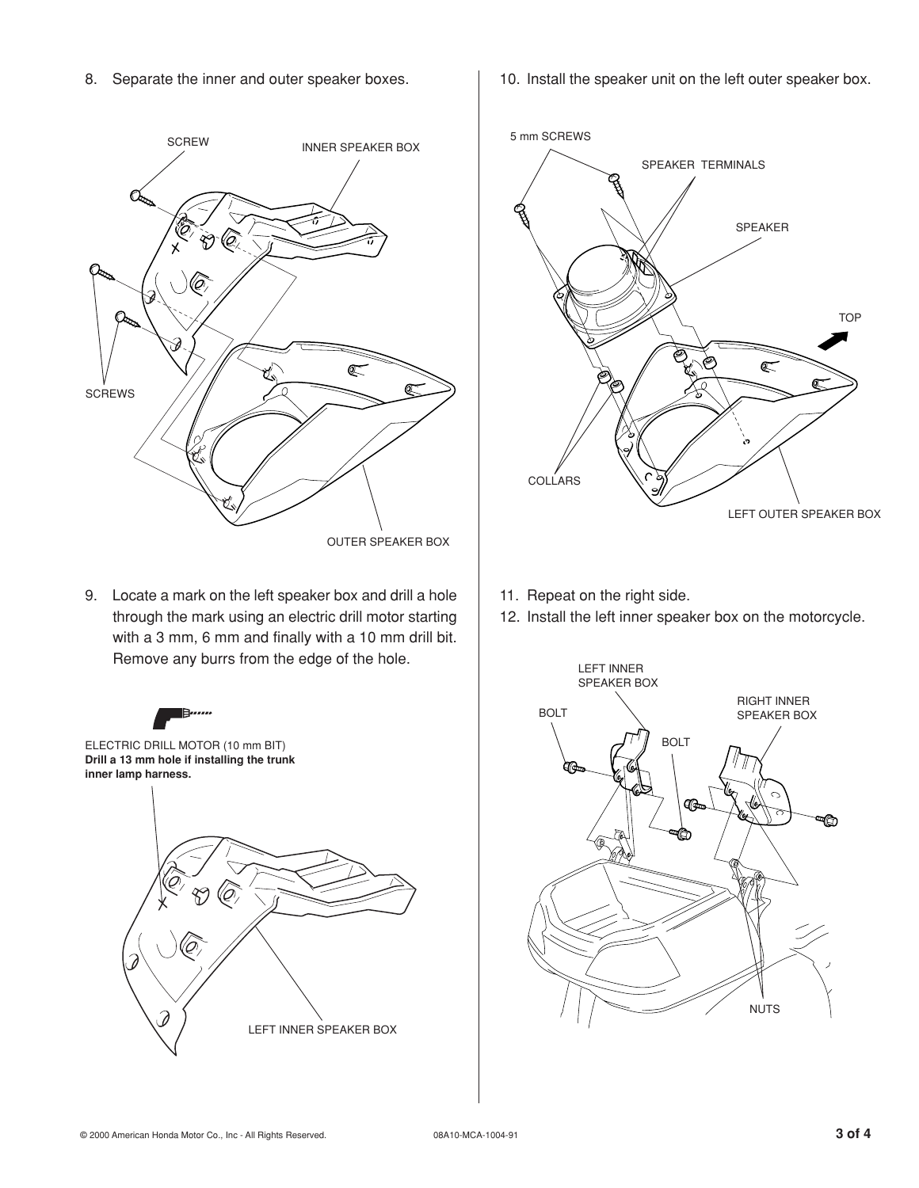8. Separate the inner and outer speaker boxes.

SCREW
INNER SPEAKER BOX
SCREWS
OUTER SPEAKER BOX

9. Locate a mark on the left speaker box and drill a hole through the mark using an electric drill motor starting with a 3 mm, 6 mm and finally with a 10 mm drill bit. Remove any burrs from the edge of the hole.

ELECTRIC DRILL MOTOR (10 mm BIT)
**Drill a 13 mm hole if installing the trunk inner lamp harness.**

LEFT INNER SPEAKER BOX

10. Install the speaker unit on the left outer speaker box.

5 mm SCREWS
SPEAKER TERMINALS
SPEAKER
TOP
COLLARS
LEFT OUTER SPEAKER BOX

11. Repeat on the right side.
12. Install the left inner speaker box on the motorcycle.

LEFT INNER SPEAKER BOX
BOLT
RIGHT INNER SPEAKER BOX
BOLT
NUTS

© 2000 American Honda Motor Co., Inc - All Rights Reserved. 08A10-MCA-1004-91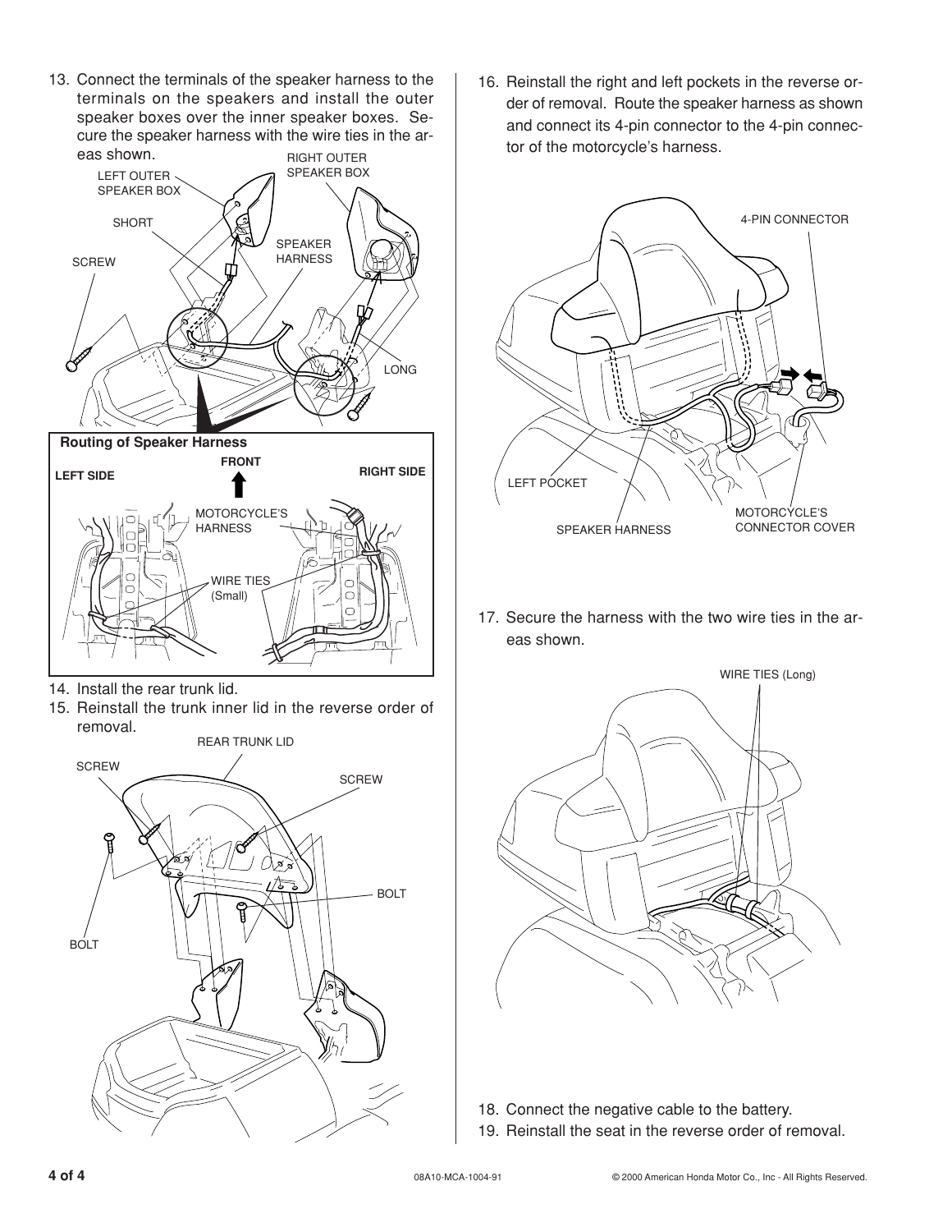13. Connect the terminals of the speaker harness to the terminals on the speakers and install the outer speaker boxes over the inner speaker boxes. Secure the speaker harness with the wire ties in the areas shown.

LEFT OUTER SPEAKER BOX
RIGHT OUTER SPEAKER BOX
SHORT
SPEAKER HARNESS
SCREW
LONG

**Routing of Speaker Harness**

FRONT
LEFT SIDE
RIGHT SIDE
MOTORCYCLE'S HARNESS
WIRE TIES (Small)

14. Install the rear trunk lid.
15. Reinstall the trunk inner lid in the reverse order of removal.

REAR TRUNK LID
SCREW
SCREW
BOLT
BOLT

16. Reinstall the right and left pockets in the reverse order of removal. Route the speaker harness as shown and connect its 4-pin connector to the 4-pin connector of the motorcycle's harness.

4-PIN CONNECTOR
LEFT POCKET
SPEAKER HARNESS
MOTORCYCLE'S CONNECTOR COVER

17. Secure the harness with the two wire ties in the areas shown.

WIRE TIES (Long)

18. Connect the negative cable to the battery.
19. Reinstall the seat in the reverse order of removal.

08A10-MCA-1004-91

© 2000 American Honda Motor Co., Inc - All Rights Reserved.